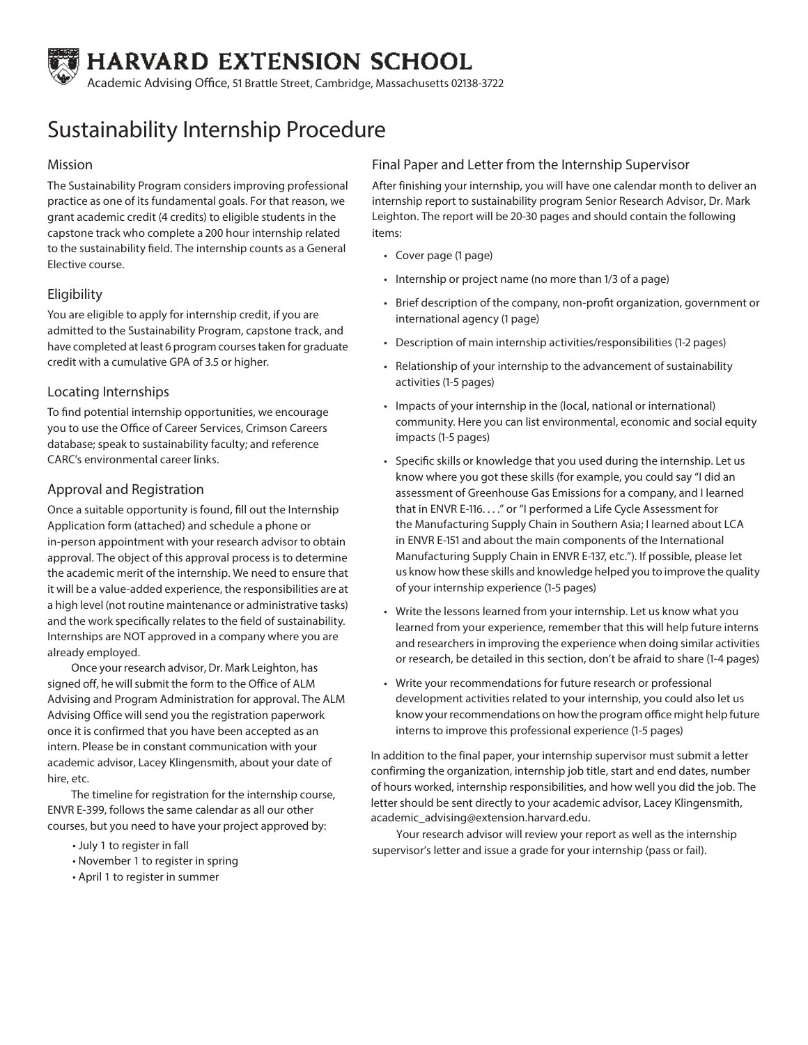# HARVARD EXTENSION SCHOOL

Academic Advising Office, 51 Brattle Street, Cambridge, Massachusetts 02138-3722

# Sustainability Internship Procedure

## Mission

The Sustainability Program considers improving professional practice as one of its fundamental goals. For that reason, we grant academic credit (4 credits) to eligible students in the capstone track who complete a 200 hour internship related to the sustainability field. The internship counts as a General Elective course.

## Eligibility

You are eligible to apply for internship credit, if you are admitted to the Sustainability Program, capstone track, and have completed at least 6 program courses taken for graduate credit with a cumulative GPA of 3.5 or higher.

## Locating Internships

To find potential internship opportunities, we encourage you to use the Office of Career Services, Crimson Careers database; speak to sustainability faculty; and reference CARC's environmental career links.

## Approval and Registration

Once a suitable opportunity is found, fill out the Internship Application form (attached) and schedule a phone or in-person appointment with your research advisor to obtain approval. The object of this approval process is to determine the academic merit of the internship. We need to ensure that it will be a value-added experience, the responsibilities are at a high level (not routine maintenance or administrative tasks) and the work specifically relates to the field of sustainability. Internships are NOT approved in a company where you are already employed.

Once your research advisor, Dr. Mark Leighton, has signed off, he will submit the form to the Office of ALM Advising and Program Administration for approval. The ALM Advising Office will send you the registration paperwork once it is confirmed that you have been accepted as an intern. Please be in constant communication with your academic advisor, Lacey Klingensmith, about your date of hire, etc.

The timeline for registration for the internship course, ENVR E-399, follows the same calendar as all our other courses, but you need to have your project approved by:

- July 1 to register in fall
- November 1 to register in spring
- April 1 to register in summer

## Final Paper and Letter from the Internship Supervisor

After finishing your internship, you will have one calendar month to deliver an internship report to sustainability program Senior Research Advisor, Dr. Mark Leighton. The report will be 20-30 pages and should contain the following items:

- Cover page (1 page)
- Internship or project name (no more than 1/3 of a page)
- Brief description of the company, non-profit organization, government or international agency (1 page)
- Description of main internship activities/responsibilities (1-2 pages)
- Relationship of your internship to the advancement of sustainability activities (1-5 pages)
- Impacts of your internship in the (local, national or international) community. Here you can list environmental, economic and social equity impacts (1-5 pages)
- Specific skills or knowledge that you used during the internship. Let us know where you got these skills (for example, you could say "I did an assessment of Greenhouse Gas Emissions for a company, and I learned that in ENVR E-116. . . ." or "I performed a Life Cycle Assessment for the Manufacturing Supply Chain in Southern Asia; I learned about LCA in ENVR E-151 and about the main components of the International Manufacturing Supply Chain in ENVR E-137, etc."). If possible, please let us know how these skills and knowledge helped you to improve the quality of your internship experience (1-5 pages)
- Write the lessons learned from your internship. Let us know what you learned from your experience, remember that this will help future interns and researchers in improving the experience when doing similar activities or research, be detailed in this section, don't be afraid to share (1-4 pages)
- Write your recommendations for future research or professional development activities related to your internship, you could also let us know your recommendations on how the program office might help future interns to improve this professional experience (1-5 pages)

In addition to the final paper, your internship supervisor must submit a letter confirming the organization, internship job title, start and end dates, number of hours worked, internship responsibilities, and how well you did the job. The letter should be sent directly to your academic advisor, Lacey Klingensmith, academic_advising@extension.harvard.edu.

Your research advisor will review your report as well as the internship supervisor's letter and issue a grade for your internship (pass or fail).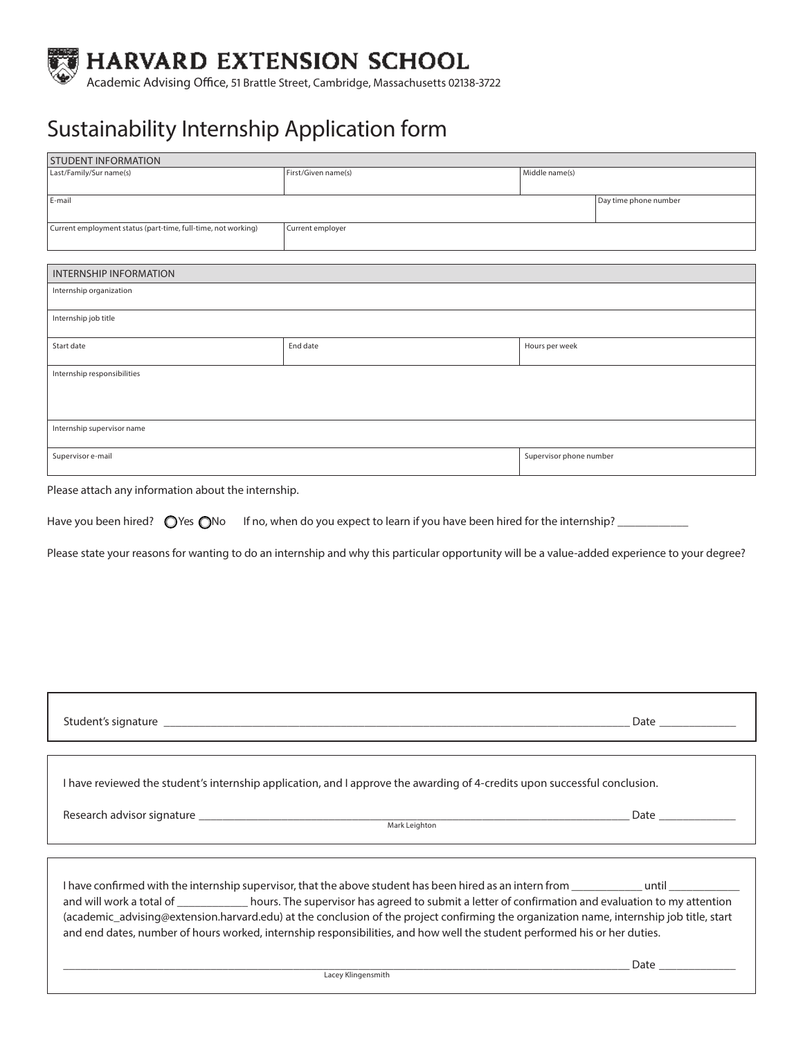**HARVARD EXTENSION SCHOOL**
Academic Advising Office, 51 Brattle Street, Cambridge, Massachusetts 02138-3722

# Sustainability Internship Application form

| STUDENT INFORMATION | | |
|---|---|---|
| Last/Family/Sur name(s) | First/Given name(s) | Middle name(s) |
| E-mail | | Day time phone number |
| Current employment status (part-time, full-time, not working) | Current employer | |

| INTERNSHIP INFORMATION | | |
|---|---|---|
| Internship organization | | |
| Internship job title | | |
| Start date | End date | Hours per week |
| Internship responsibilities | | |
| Internship supervisor name | | |
| Supervisor e-mail | | Supervisor phone number |

Please attach any information about the internship.

Have you been hired? ◯Yes ◯No     If no, when do you expect to learn if you have been hired for the internship? ____________

Please state your reasons for wanting to do an internship and why this particular opportunity will be a value-added experience to your degree?

---

Student's signature ________________________________________________ Date _____________

---

I have reviewed the student's internship application, and I approve the awarding of 4-credits upon successful conclusion.

Research advisor signature ________________________________________________ Date _____________
Mark Leighton

---

I have confirmed with the internship supervisor, that the above student has been hired as an intern from ____________ until ____________ and will work a total of ____________ hours. The supervisor has agreed to submit a letter of confirmation and evaluation to my attention (academic_advising@extension.harvard.edu) at the conclusion of the project confirming the organization name, internship job title, start and end dates, number of hours worked, internship responsibilities, and how well the student performed his or her duties.

________________________________________________ Date _____________
Lacey Klingensmith